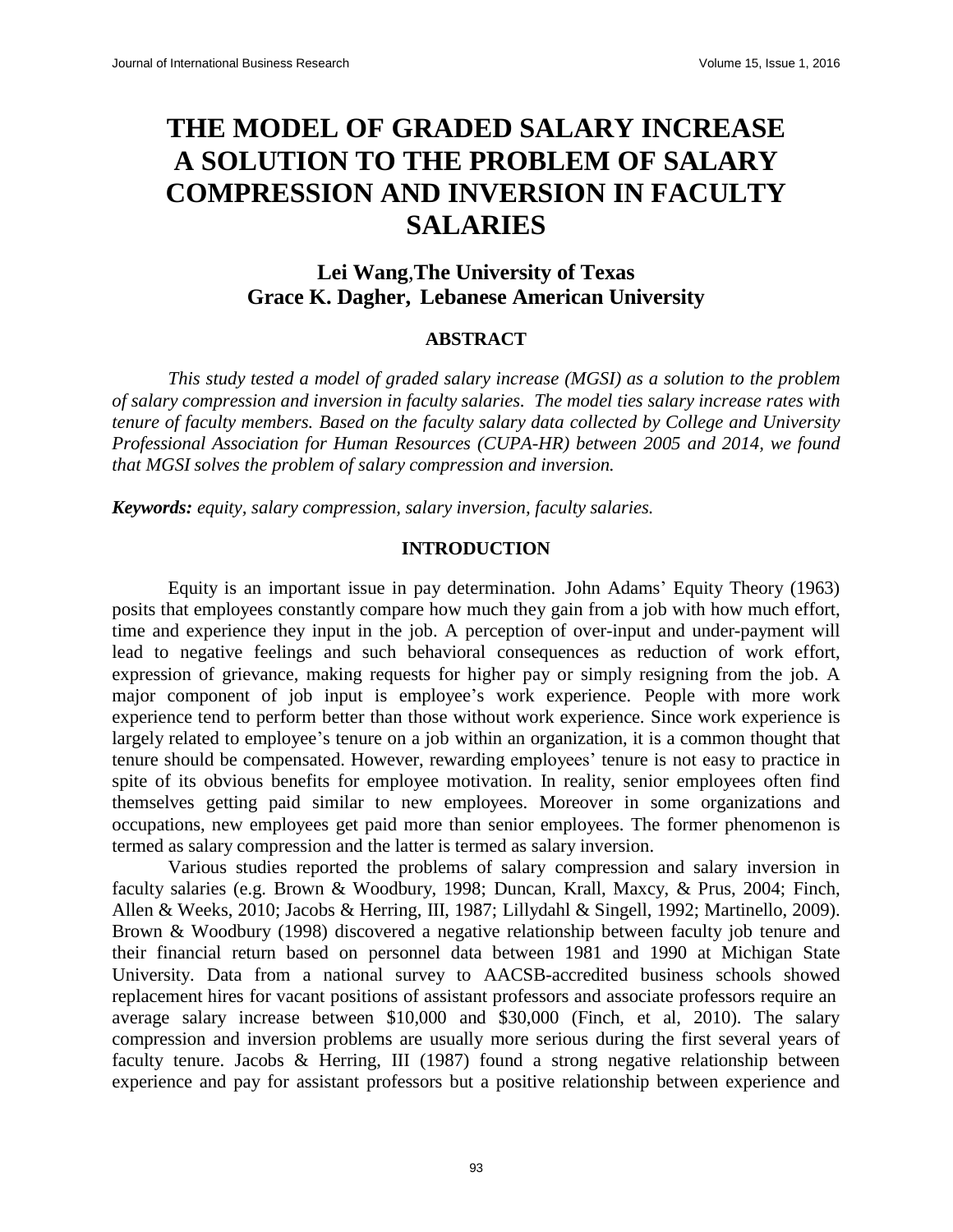# THE MODEL OF GRADED SALARY INCREASE A SOLUTION TO THE PROBLEM OF SALARY COMPRESSION AND INVERSION IN FACULTY SALARIES

**Lei Wang, The University of Texas**
**Grace K. Dagher, Lebanese American University**

## ABSTRACT

*This study tested a model of graded salary increase (MGSI) as a solution to the problem of salary compression and inversion in faculty salaries. The model ties salary increase rates with tenure of faculty members. Based on the faculty salary data collected by College and University Professional Association for Human Resources (CUPA-HR) between 2005 and 2014, we found that MGSI solves the problem of salary compression and inversion.*

***Keywords:*** *equity, salary compression, salary inversion, faculty salaries.*

## INTRODUCTION

Equity is an important issue in pay determination. John Adams' Equity Theory (1963) posits that employees constantly compare how much they gain from a job with how much effort, time and experience they input in the job. A perception of over-input and under-payment will lead to negative feelings and such behavioral consequences as reduction of work effort, expression of grievance, making requests for higher pay or simply resigning from the job. A major component of job input is employee's work experience. People with more work experience tend to perform better than those without work experience. Since work experience is largely related to employee's tenure on a job within an organization, it is a common thought that tenure should be compensated. However, rewarding employees' tenure is not easy to practice in spite of its obvious benefits for employee motivation. In reality, senior employees often find themselves getting paid similar to new employees. Moreover in some organizations and occupations, new employees get paid more than senior employees. The former phenomenon is termed as salary compression and the latter is termed as salary inversion.

Various studies reported the problems of salary compression and salary inversion in faculty salaries (e.g. Brown & Woodbury, 1998; Duncan, Krall, Maxcy, & Prus, 2004; Finch, Allen & Weeks, 2010; Jacobs & Herring, III, 1987; Lillydahl & Singell, 1992; Martinello, 2009). Brown & Woodbury (1998) discovered a negative relationship between faculty job tenure and their financial return based on personnel data between 1981 and 1990 at Michigan State University. Data from a national survey to AACSB-accredited business schools showed replacement hires for vacant positions of assistant professors and associate professors require an average salary increase between $10,000 and $30,000 (Finch, et al, 2010). The salary compression and inversion problems are usually more serious during the first several years of faculty tenure. Jacobs & Herring, III (1987) found a strong negative relationship between experience and pay for assistant professors but a positive relationship between experience and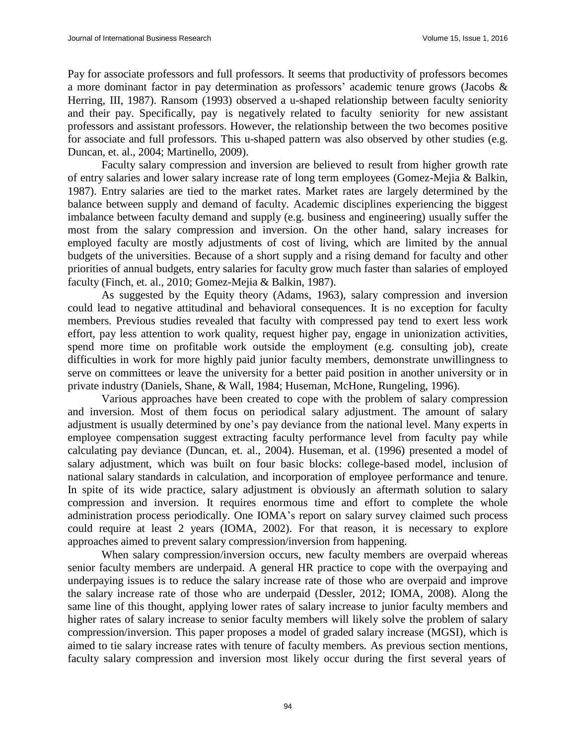Pay for associate professors and full professors. It seems that productivity of professors becomes a more dominant factor in pay determination as professors' academic tenure grows (Jacobs & Herring, III, 1987). Ransom (1993) observed a u-shaped relationship between faculty seniority and their pay. Specifically, pay is negatively related to faculty seniority for new assistant professors and assistant professors. However, the relationship between the two becomes positive for associate and full professors. This u-shaped pattern was also observed by other studies (e.g. Duncan, et. al., 2004; Martinello, 2009).

Faculty salary compression and inversion are believed to result from higher growth rate of entry salaries and lower salary increase rate of long term employees (Gomez-Mejia & Balkin, 1987). Entry salaries are tied to the market rates. Market rates are largely determined by the balance between supply and demand of faculty. Academic disciplines experiencing the biggest imbalance between faculty demand and supply (e.g. business and engineering) usually suffer the most from the salary compression and inversion. On the other hand, salary increases for employed faculty are mostly adjustments of cost of living, which are limited by the annual budgets of the universities. Because of a short supply and a rising demand for faculty and other priorities of annual budgets, entry salaries for faculty grow much faster than salaries of employed faculty (Finch, et. al., 2010; Gomez-Mejia & Balkin, 1987).

As suggested by the Equity theory (Adams, 1963), salary compression and inversion could lead to negative attitudinal and behavioral consequences. It is no exception for faculty members. Previous studies revealed that faculty with compressed pay tend to exert less work effort, pay less attention to work quality, request higher pay, engage in unionization activities, spend more time on profitable work outside the employment (e.g. consulting job), create difficulties in work for more highly paid junior faculty members, demonstrate unwillingness to serve on committees or leave the university for a better paid position in another university or in private industry (Daniels, Shane, & Wall, 1984; Huseman, McHone, Rungeling, 1996).

Various approaches have been created to cope with the problem of salary compression and inversion. Most of them focus on periodical salary adjustment. The amount of salary adjustment is usually determined by one's pay deviance from the national level. Many experts in employee compensation suggest extracting faculty performance level from faculty pay while calculating pay deviance (Duncan, et. al., 2004). Huseman, et al. (1996) presented a model of salary adjustment, which was built on four basic blocks: college-based model, inclusion of national salary standards in calculation, and incorporation of employee performance and tenure. In spite of its wide practice, salary adjustment is obviously an aftermath solution to salary compression and inversion. It requires enormous time and effort to complete the whole administration process periodically. One IOMA's report on salary survey claimed such process could require at least 2 years (IOMA, 2002). For that reason, it is necessary to explore approaches aimed to prevent salary compression/inversion from happening.

When salary compression/inversion occurs, new faculty members are overpaid whereas senior faculty members are underpaid. A general HR practice to cope with the overpaying and underpaying issues is to reduce the salary increase rate of those who are overpaid and improve the salary increase rate of those who are underpaid (Dessler, 2012; IOMA, 2008). Along the same line of this thought, applying lower rates of salary increase to junior faculty members and higher rates of salary increase to senior faculty members will likely solve the problem of salary compression/inversion. This paper proposes a model of graded salary increase (MGSI), which is aimed to tie salary increase rates with tenure of faculty members. As previous section mentions, faculty salary compression and inversion most likely occur during the first several years of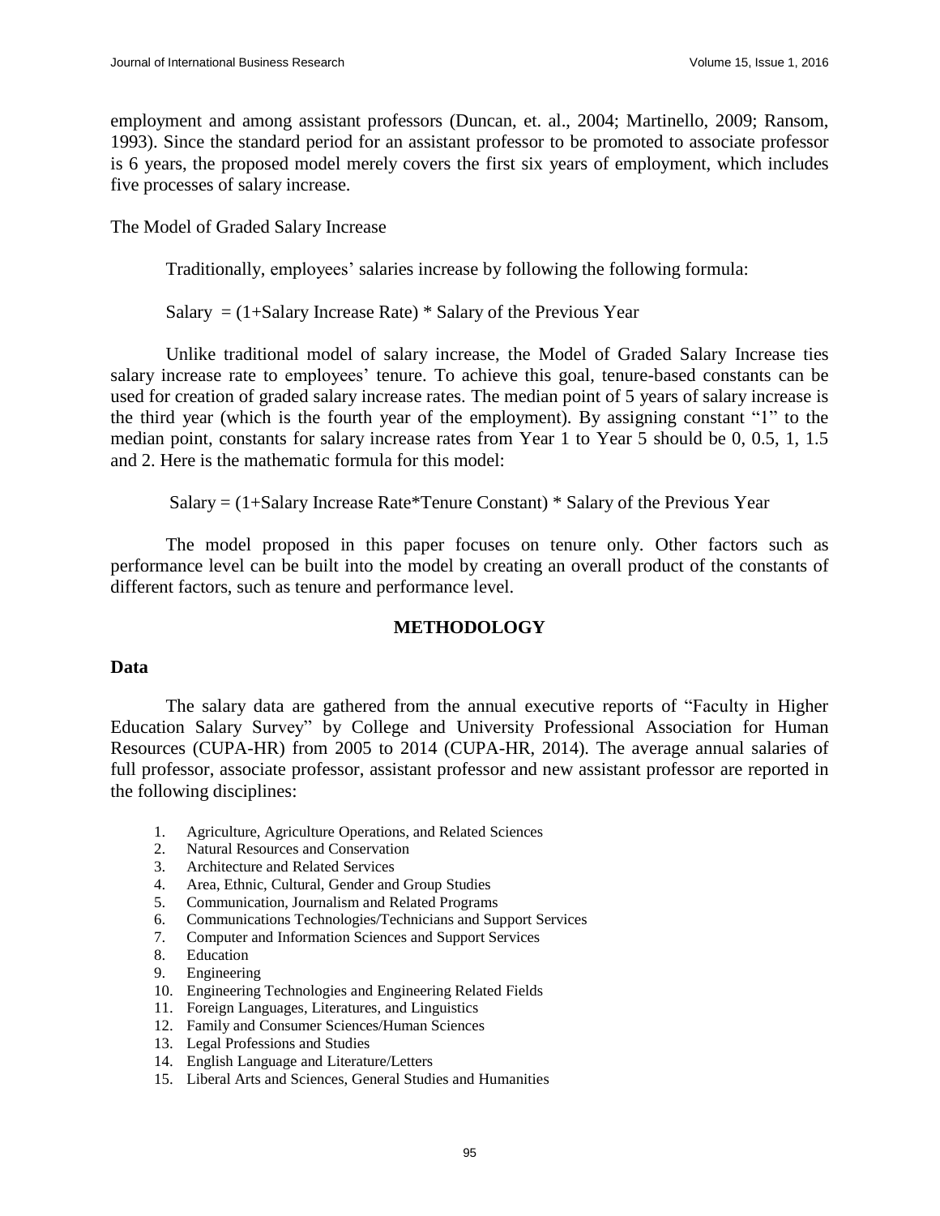employment and among assistant professors (Duncan, et. al., 2004; Martinello, 2009; Ransom, 1993). Since the standard period for an assistant professor to be promoted to associate professor is 6 years, the proposed model merely covers the first six years of employment, which includes five processes of salary increase.

The Model of Graded Salary Increase

Traditionally, employees' salaries increase by following the following formula:

Salary = (1+Salary Increase Rate) * Salary of the Previous Year

Unlike traditional model of salary increase, the Model of Graded Salary Increase ties salary increase rate to employees' tenure. To achieve this goal, tenure-based constants can be used for creation of graded salary increase rates. The median point of 5 years of salary increase is the third year (which is the fourth year of the employment). By assigning constant "1" to the median point, constants for salary increase rates from Year 1 to Year 5 should be 0, 0.5, 1, 1.5 and 2. Here is the mathematic formula for this model:

Salary = (1+Salary Increase Rate*Tenure Constant) * Salary of the Previous Year

The model proposed in this paper focuses on tenure only. Other factors such as performance level can be built into the model by creating an overall product of the constants of different factors, such as tenure and performance level.

## METHODOLOGY

### Data

The salary data are gathered from the annual executive reports of "Faculty in Higher Education Salary Survey" by College and University Professional Association for Human Resources (CUPA-HR) from 2005 to 2014 (CUPA-HR, 2014). The average annual salaries of full professor, associate professor, assistant professor and new assistant professor are reported in the following disciplines:

1. Agriculture, Agriculture Operations, and Related Sciences
2. Natural Resources and Conservation
3. Architecture and Related Services
4. Area, Ethnic, Cultural, Gender and Group Studies
5. Communication, Journalism and Related Programs
6. Communications Technologies/Technicians and Support Services
7. Computer and Information Sciences and Support Services
8. Education
9. Engineering
10. Engineering Technologies and Engineering Related Fields
11. Foreign Languages, Literatures, and Linguistics
12. Family and Consumer Sciences/Human Sciences
13. Legal Professions and Studies
14. English Language and Literature/Letters
15. Liberal Arts and Sciences, General Studies and Humanities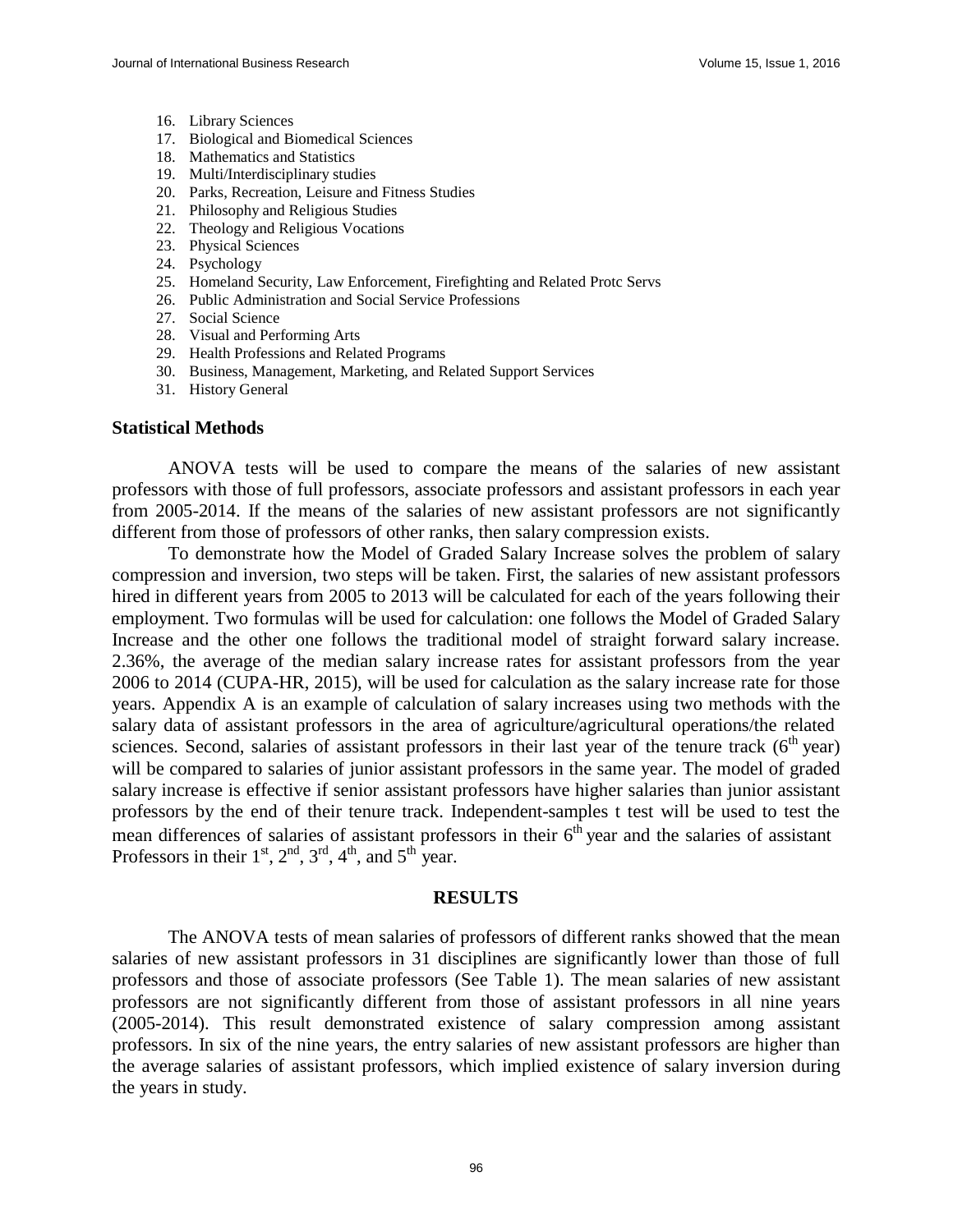16. Library Sciences
17. Biological and Biomedical Sciences
18. Mathematics and Statistics
19. Multi/Interdisciplinary studies
20. Parks, Recreation, Leisure and Fitness Studies
21. Philosophy and Religious Studies
22. Theology and Religious Vocations
23. Physical Sciences
24. Psychology
25. Homeland Security, Law Enforcement, Firefighting and Related Protc Servs
26. Public Administration and Social Service Professions
27. Social Science
28. Visual and Performing Arts
29. Health Professions and Related Programs
30. Business, Management, Marketing, and Related Support Services
31. History General

### Statistical Methods

ANOVA tests will be used to compare the means of the salaries of new assistant professors with those of full professors, associate professors and assistant professors in each year from 2005-2014. If the means of the salaries of new assistant professors are not significantly different from those of professors of other ranks, then salary compression exists.

To demonstrate how the Model of Graded Salary Increase solves the problem of salary compression and inversion, two steps will be taken. First, the salaries of new assistant professors hired in different years from 2005 to 2013 will be calculated for each of the years following their employment. Two formulas will be used for calculation: one follows the Model of Graded Salary Increase and the other one follows the traditional model of straight forward salary increase. 2.36%, the average of the median salary increase rates for assistant professors from the year 2006 to 2014 (CUPA-HR, 2015), will be used for calculation as the salary increase rate for those years. Appendix A is an example of calculation of salary increases using two methods with the salary data of assistant professors in the area of agriculture/agricultural operations/the related sciences. Second, salaries of assistant professors in their last year of the tenure track ($6^{th}$ year) will be compared to salaries of junior assistant professors in the same year. The model of graded salary increase is effective if senior assistant professors have higher salaries than junior assistant professors by the end of their tenure track. Independent-samples t test will be used to test the mean differences of salaries of assistant professors in their $6^{th}$ year and the salaries of assistant Professors in their $1^{st}$, $2^{nd}$, $3^{rd}$, $4^{th}$, and $5^{th}$ year.

## RESULTS

The ANOVA tests of mean salaries of professors of different ranks showed that the mean salaries of new assistant professors in 31 disciplines are significantly lower than those of full professors and those of associate professors (See Table 1). The mean salaries of new assistant professors are not significantly different from those of assistant professors in all nine years (2005-2014). This result demonstrated existence of salary compression among assistant professors. In six of the nine years, the entry salaries of new assistant professors are higher than the average salaries of assistant professors, which implied existence of salary inversion during the years in study.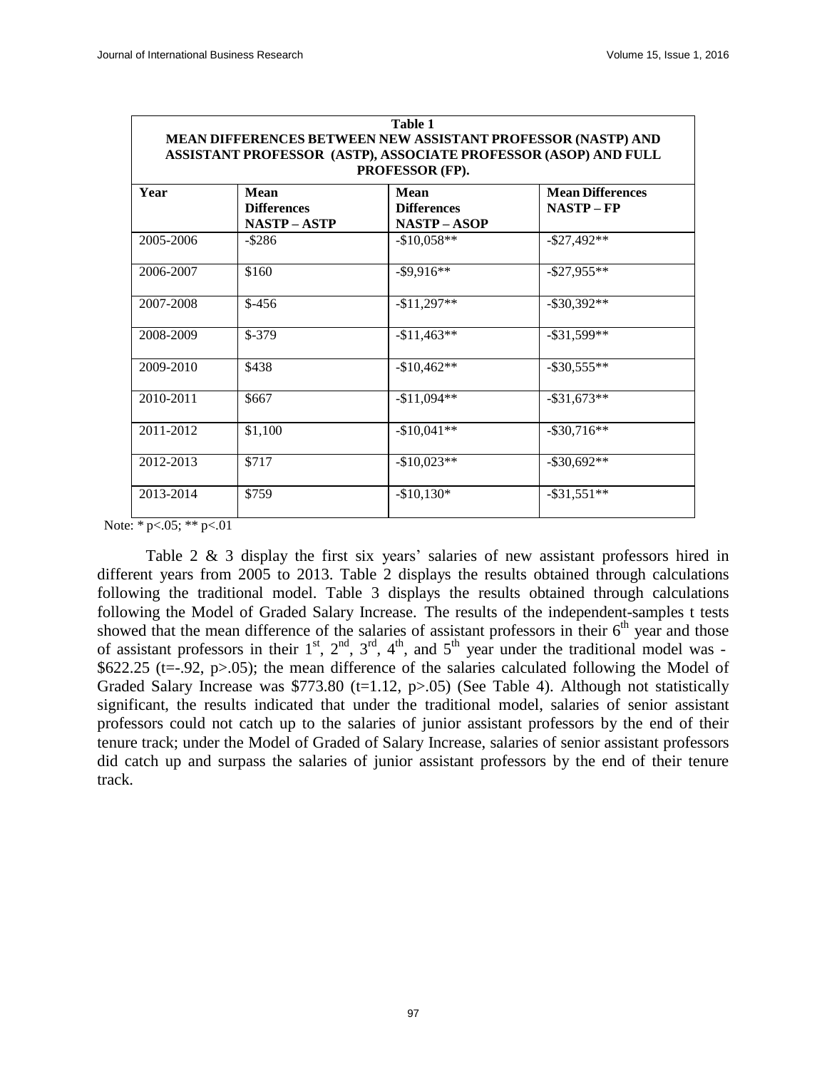**Table 1**
**MEAN DIFFERENCES BETWEEN NEW ASSISTANT PROFESSOR (NASTP) AND ASSISTANT PROFESSOR (ASTP), ASSOCIATE PROFESSOR (ASOP) AND FULL PROFESSOR (FP).**

| Year | Mean Differences NASTP – ASTP | Mean Differences NASTP – ASOP | Mean Differences NASTP – FP |
|---|---|---|---|
| 2005-2006 | -$286 | -$10,058** | -$27,492** |
| 2006-2007 | $160 | -$9,916** | -$27,955** |
| 2007-2008 | $-456 | -$11,297** | -$30,392** |
| 2008-2009 | $-379 | -$11,463** | -$31,599** |
| 2009-2010 | $438 | -$10,462** | -$30,555** |
| 2010-2011 | $667 | -$11,094** | -$31,673** |
| 2011-2012 | $1,100 | -$10,041** | -$30,716** |
| 2012-2013 | $717 | -$10,023** | -$30,692** |
| 2013-2014 | $759 | -$10,130* | -$31,551** |

Note: * $p<.05$; ** $p<.01$

Table 2 & 3 display the first six years' salaries of new assistant professors hired in different years from 2005 to 2013. Table 2 displays the results obtained through calculations following the traditional model. Table 3 displays the results obtained through calculations following the Model of Graded Salary Increase. The results of the independent-samples t tests showed that the mean difference of the salaries of assistant professors in their 6$^{th}$ year and those of assistant professors in their 1$^{st}$, 2$^{nd}$, 3$^{rd}$, 4$^{th}$, and 5$^{th}$ year under the traditional model was -$622.25 ($t=-.92$, $p>.05$); the mean difference of the salaries calculated following the Model of Graded Salary Increase was $773.80 ($t=1.12$, $p>.05$) (See Table 4). Although not statistically significant, the results indicated that under the traditional model, salaries of senior assistant professors could not catch up to the salaries of junior assistant professors by the end of their tenure track; under the Model of Graded of Salary Increase, salaries of senior assistant professors did catch up and surpass the salaries of junior assistant professors by the end of their tenure track.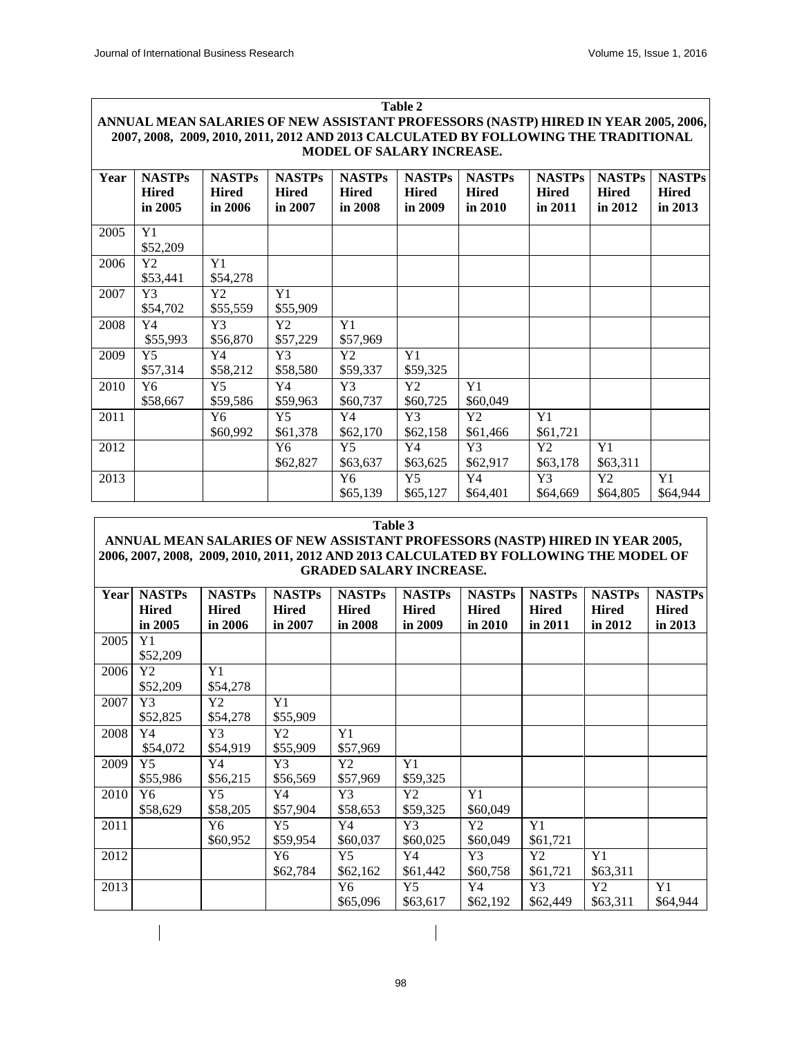**Table 2**

**ANNUAL MEAN SALARIES OF NEW ASSISTANT PROFESSORS (NASTP) HIRED IN YEAR 2005, 2006, 2007, 2008, 2009, 2010, 2011, 2012 AND 2013 CALCULATED BY FOLLOWING THE TRADITIONAL MODEL OF SALARY INCREASE.**

| Year | NASTPs Hired in 2005 | NASTPs Hired in 2006 | NASTPs Hired in 2007 | NASTPs Hired in 2008 | NASTPs Hired in 2009 | NASTPs Hired in 2010 | NASTPs Hired in 2011 | NASTPs Hired in 2012 | NASTPs Hired in 2013 |
|---|---|---|---|---|---|---|---|---|---|
| 2005 | Y1 $52,209 | | | | | | | | |
| 2006 | Y2 $53,441 | Y1 $54,278 | | | | | | | |
| 2007 | Y3 $54,702 | Y2 $55,559 | Y1 $55,909 | | | | | | |
| 2008 | Y4 $55,993 | Y3 $56,870 | Y2 $57,229 | Y1 $57,969 | | | | | |
| 2009 | Y5 $57,314 | Y4 $58,212 | Y3 $58,580 | Y2 $59,337 | Y1 $59,325 | | | | |
| 2010 | Y6 $58,667 | Y5 $59,586 | Y4 $59,963 | Y3 $60,737 | Y2 $60,725 | Y1 $60,049 | | | |
| 2011 | | Y6 $60,992 | Y5 $61,378 | Y4 $62,170 | Y3 $62,158 | Y2 $61,466 | Y1 $61,721 | | |
| 2012 | | | Y6 $62,827 | Y5 $63,637 | Y4 $63,625 | Y3 $62,917 | Y2 $63,178 | Y1 $63,311 | |
| 2013 | | | | Y6 $65,139 | Y5 $65,127 | Y4 $64,401 | Y3 $64,669 | Y2 $64,805 | Y1 $64,944 |

**Table 3**

**ANNUAL MEAN SALARIES OF NEW ASSISTANT PROFESSORS (NASTP) HIRED IN YEAR 2005, 2006, 2007, 2008, 2009, 2010, 2011, 2012 AND 2013 CALCULATED BY FOLLOWING THE MODEL OF GRADED SALARY INCREASE.**

| Year | NASTPs Hired in 2005 | NASTPs Hired in 2006 | NASTPs Hired in 2007 | NASTPs Hired in 2008 | NASTPs Hired in 2009 | NASTPs Hired in 2010 | NASTPs Hired in 2011 | NASTPs Hired in 2012 | NASTPs Hired in 2013 |
|---|---|---|---|---|---|---|---|---|---|
| 2005 | Y1 $52,209 | | | | | | | | |
| 2006 | Y2 $52,209 | Y1 $54,278 | | | | | | | |
| 2007 | Y3 $52,825 | Y2 $54,278 | Y1 $55,909 | | | | | | |
| 2008 | Y4 $54,072 | Y3 $54,919 | Y2 $55,909 | Y1 $57,969 | | | | | |
| 2009 | Y5 $55,986 | Y4 $56,215 | Y3 $56,569 | Y2 $57,969 | Y1 $59,325 | | | | |
| 2010 | Y6 $58,629 | Y5 $58,205 | Y4 $57,904 | Y3 $58,653 | Y2 $59,325 | Y1 $60,049 | | | |
| 2011 | | Y6 $60,952 | Y5 $59,954 | Y4 $60,037 | Y3 $60,025 | Y2 $60,049 | Y1 $61,721 | | |
| 2012 | | | Y6 $62,784 | Y5 $62,162 | Y4 $61,442 | Y3 $60,758 | Y2 $61,721 | Y1 $63,311 | |
| 2013 | | | | Y6 $65,096 | Y5 $63,617 | Y4 $62,192 | Y3 $62,449 | Y2 $63,311 | Y1 $64,944 |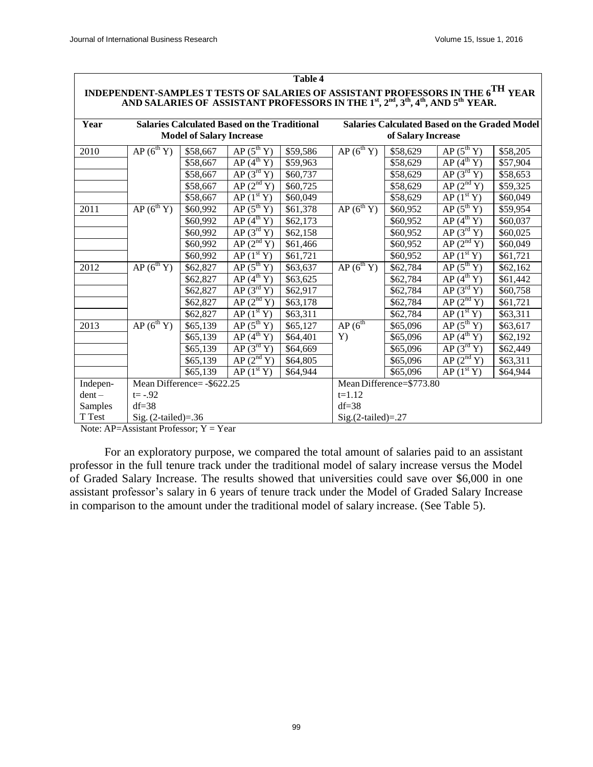**Table 4**

**INDEPENDENT-SAMPLES T TESTS OF SALARIES OF ASSISTANT PROFESSORS IN THE 6TH YEAR AND SALARIES OF ASSISTANT PROFESSORS IN THE 1st, 2nd, 3th, 4th, AND 5th YEAR.**

| Year | Salaries Calculated Based on the Traditional Model of Salary Increase | | | | Salaries Calculated Based on the Graded Model of Salary Increase | | | |
|---|---|---|---|---|---|---|---|---|
| 2010 | AP (6th Y) | \$58,667 | AP (5th Y) | \$59,586 | AP (6th Y) | \$58,629 | AP (5th Y) | \$58,205 |
| | | \$58,667 | AP (4th Y) | \$59,963 | | \$58,629 | AP (4th Y) | \$57,904 |
| | | \$58,667 | AP (3rd Y) | \$60,737 | | \$58,629 | AP (3rd Y) | \$58,653 |
| | | \$58,667 | AP (2nd Y) | \$60,725 | | \$58,629 | AP (2nd Y) | \$59,325 |
| | | \$58,667 | AP (1st Y) | \$60,049 | | \$58,629 | AP (1st Y) | \$60,049 |
| 2011 | AP (6th Y) | \$60,992 | AP (5th Y) | \$61,378 | AP (6th Y) | \$60,952 | AP (5th Y) | \$59,954 |
| | | \$60,992 | AP (4th Y) | \$62,173 | | \$60,952 | AP (4th Y) | \$60,037 |
| | | \$60,992 | AP (3rd Y) | \$62,158 | | \$60,952 | AP (3rd Y) | \$60,025 |
| | | \$60,992 | AP (2nd Y) | \$61,466 | | \$60,952 | AP (2nd Y) | \$60,049 |
| | | \$60,992 | AP (1st Y) | \$61,721 | | \$60,952 | AP (1st Y) | \$61,721 |
| 2012 | AP (6th Y) | \$62,827 | AP (5th Y) | \$63,637 | AP (6th Y) | \$62,784 | AP (5th Y) | \$62,162 |
| | | \$62,827 | AP (4th Y) | \$63,625 | | \$62,784 | AP (4th Y) | \$61,442 |
| | | \$62,827 | AP (3rd Y) | \$62,917 | | \$62,784 | AP (3rd Y) | \$60,758 |
| | | \$62,827 | AP (2nd Y) | \$63,178 | | \$62,784 | AP (2nd Y) | \$61,721 |
| | | \$62,827 | AP (1st Y) | \$63,311 | | \$62,784 | AP (1st Y) | \$63,311 |
| 2013 | AP (6th Y) | \$65,139 | AP (5th Y) | \$65,127 | AP (6th Y) | \$65,096 | AP (5th Y) | \$63,617 |
| | | \$65,139 | AP (4th Y) | \$64,401 | | \$65,096 | AP (4th Y) | \$62,192 |
| | | \$65,139 | AP (3rd Y) | \$64,669 | | \$65,096 | AP (3rd Y) | \$62,449 |
| | | \$65,139 | AP (2nd Y) | \$64,805 | | \$65,096 | AP (2nd Y) | \$63,311 |
| | | \$65,139 | AP (1st Y) | \$64,944 | | \$65,096 | AP (1st Y) | \$64,944 |
| Independent – Samples T Test | Mean Difference= -\$622.25<br>t= -.92<br>df=38<br>Sig. (2-tailed)=.36 | | | | Mean Difference=\$773.80<br>t=1.12<br>df=38<br>Sig.(2-tailed)=.27 | | | |

Note: AP=Assistant Professor; Y = Year

For an exploratory purpose, we compared the total amount of salaries paid to an assistant professor in the full tenure track under the traditional model of salary increase versus the Model of Graded Salary Increase. The results showed that universities could save over \$6,000 in one assistant professor's salary in 6 years of tenure track under the Model of Graded Salary Increase in comparison to the amount under the traditional model of salary increase. (See Table 5).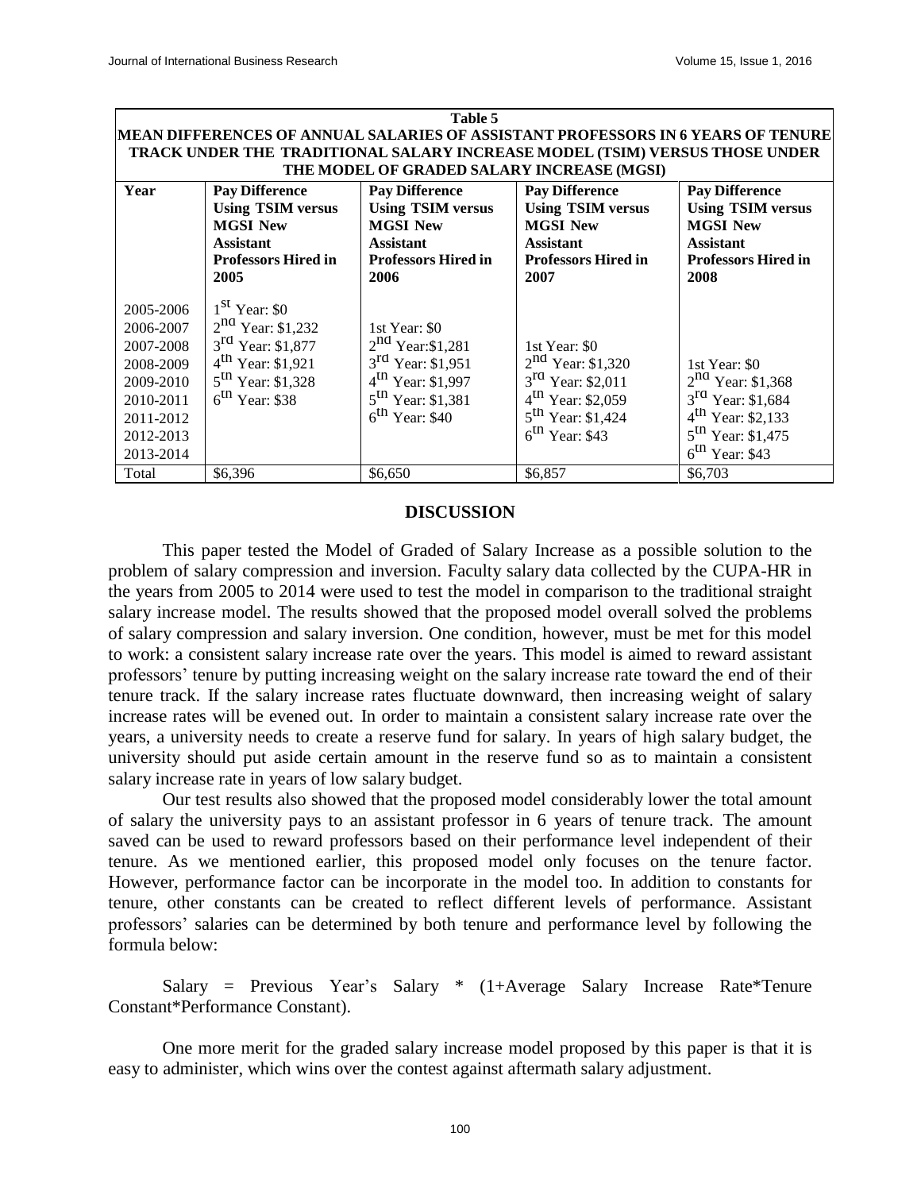**Table 5**
**MEAN DIFFERENCES OF ANNUAL SALARIES OF ASSISTANT PROFESSORS IN 6 YEARS OF TENURE TRACK UNDER THE TRADITIONAL SALARY INCREASE MODEL (TSIM) VERSUS THOSE UNDER THE MODEL OF GRADED SALARY INCREASE (MGSI)**

| Year | Pay Difference Using TSIM versus MGSI New Assistant Professors Hired in 2005 | Pay Difference Using TSIM versus MGSI New Assistant Professors Hired in 2006 | Pay Difference Using TSIM versus MGSI New Assistant Professors Hired in 2007 | Pay Difference Using TSIM versus MGSI New Assistant Professors Hired in 2008 |
|---|---|---|---|---|
| 2005-2006 | 1st Year: $0 | | | |
| 2006-2007 | 2nd Year: $1,232 | 1st Year: $0 | | |
| 2007-2008 | 3rd Year: $1,877 | 2nd Year:$1,281 | 1st Year: $0 | |
| 2008-2009 | 4th Year: $1,921 | 3rd Year: $1,951 | 2nd Year: $1,320 | 1st Year: $0 |
| 2009-2010 | 5th Year: $1,328 | 4th Year: $1,997 | 3rd Year: $2,011 | 2nd Year: $1,368 |
| 2010-2011 | 6th Year: $38 | 5th Year: $1,381 | 4th Year: $2,059 | 3rd Year: $1,684 |
| 2011-2012 | | 6th Year: $40 | 5th Year: $1,424 | 4th Year: $2,133 |
| 2012-2013 | | | 6th Year: $43 | 5th Year: $1,475 |
| 2013-2014 | | | | 6th Year: $43 |
| Total | $6,396 | $6,650 | $6,857 | $6,703 |

## DISCUSSION

This paper tested the Model of Graded of Salary Increase as a possible solution to the problem of salary compression and inversion. Faculty salary data collected by the CUPA-HR in the years from 2005 to 2014 were used to test the model in comparison to the traditional straight salary increase model. The results showed that the proposed model overall solved the problems of salary compression and salary inversion. One condition, however, must be met for this model to work: a consistent salary increase rate over the years. This model is aimed to reward assistant professors' tenure by putting increasing weight on the salary increase rate toward the end of their tenure track. If the salary increase rates fluctuate downward, then increasing weight of salary increase rates will be evened out. In order to maintain a consistent salary increase rate over the years, a university needs to create a reserve fund for salary. In years of high salary budget, the university should put aside certain amount in the reserve fund so as to maintain a consistent salary increase rate in years of low salary budget.

Our test results also showed that the proposed model considerably lower the total amount of salary the university pays to an assistant professor in 6 years of tenure track. The amount saved can be used to reward professors based on their performance level independent of their tenure. As we mentioned earlier, this proposed model only focuses on the tenure factor. However, performance factor can be incorporate in the model too. In addition to constants for tenure, other constants can be created to reflect different levels of performance. Assistant professors' salaries can be determined by both tenure and performance level by following the formula below:

Salary = Previous Year's Salary * (1+Average Salary Increase Rate*Tenure Constant*Performance Constant).

One more merit for the graded salary increase model proposed by this paper is that it is easy to administer, which wins over the contest against aftermath salary adjustment.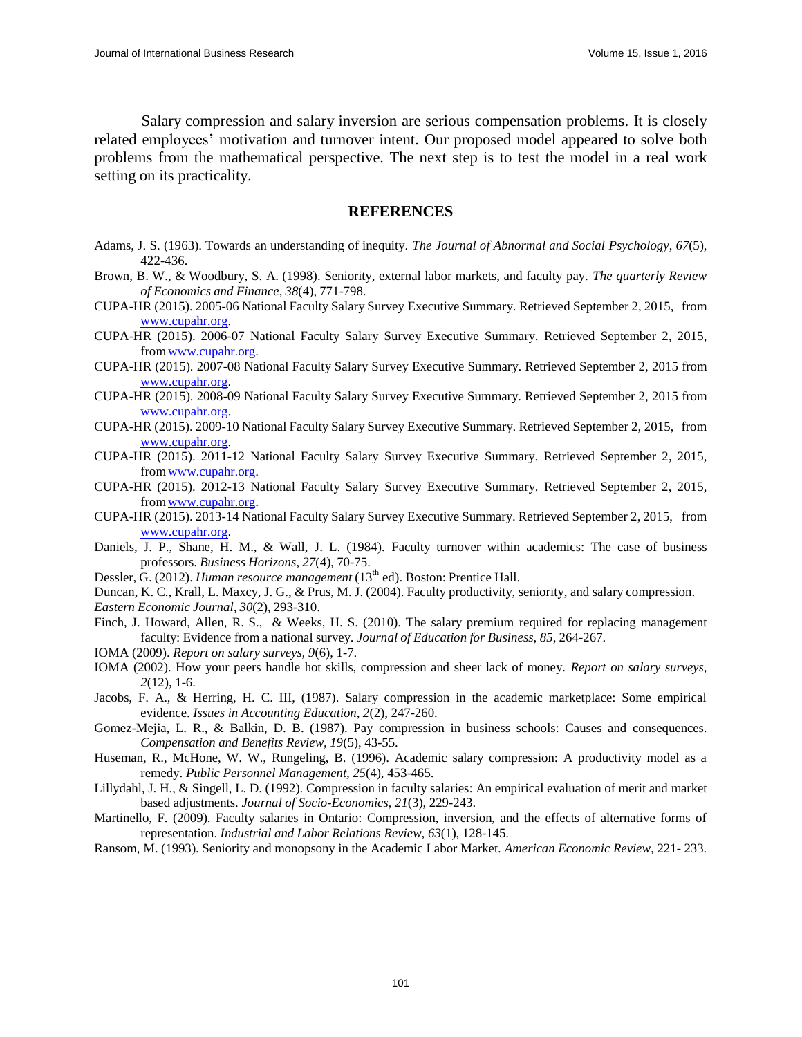Salary compression and salary inversion are serious compensation problems. It is closely related employees' motivation and turnover intent. Our proposed model appeared to solve both problems from the mathematical perspective. The next step is to test the model in a real work setting on its practicality.

## REFERENCES

Adams, J. S. (1963). Towards an understanding of inequity. *The Journal of Abnormal and Social Psychology*, *67*(5), 422-436.

Brown, B. W., & Woodbury, S. A. (1998). Seniority, external labor markets, and faculty pay. *The quarterly Review of Economics and Finance*, *38*(4), 771-798.

CUPA-HR (2015). 2005-06 National Faculty Salary Survey Executive Summary. Retrieved September 2, 2015, from www.cupahr.org.

CUPA-HR (2015). 2006-07 National Faculty Salary Survey Executive Summary. Retrieved September 2, 2015, from www.cupahr.org.

CUPA-HR (2015). 2007-08 National Faculty Salary Survey Executive Summary. Retrieved September 2, 2015 from www.cupahr.org.

CUPA-HR (2015). 2008-09 National Faculty Salary Survey Executive Summary. Retrieved September 2, 2015 from www.cupahr.org.

CUPA-HR (2015). 2009-10 National Faculty Salary Survey Executive Summary. Retrieved September 2, 2015, from www.cupahr.org.

CUPA-HR (2015). 2011-12 National Faculty Salary Survey Executive Summary. Retrieved September 2, 2015, from www.cupahr.org.

CUPA-HR (2015). 2012-13 National Faculty Salary Survey Executive Summary. Retrieved September 2, 2015, from www.cupahr.org.

CUPA-HR (2015). 2013-14 National Faculty Salary Survey Executive Summary. Retrieved September 2, 2015, from www.cupahr.org.

Daniels, J. P., Shane, H. M., & Wall, J. L. (1984). Faculty turnover within academics: The case of business professors. *Business Horizons*, *27*(4), 70-75.

Dessler, G. (2012). *Human resource management* (13th ed). Boston: Prentice Hall.

Duncan, K. C., Krall, L. Maxcy, J. G., & Prus, M. J. (2004). Faculty productivity, seniority, and salary compression. *Eastern Economic Journal*, *30*(2), 293-310.

Finch, J. Howard, Allen, R. S., & Weeks, H. S. (2010). The salary premium required for replacing management faculty: Evidence from a national survey. *Journal of Education for Business, 85*, 264-267.

IOMA (2009). *Report on salary surveys, 9*(6), 1-7.

IOMA (2002). How your peers handle hot skills, compression and sheer lack of money. *Report on salary surveys*, *2*(12), 1-6.

Jacobs, F. A., & Herring, H. C. III, (1987). Salary compression in the academic marketplace: Some empirical evidence. *Issues in Accounting Education*, *2*(2), 247-260.

Gomez-Mejia, L. R., & Balkin, D. B. (1987). Pay compression in business schools: Causes and consequences. *Compensation and Benefits Review*, *19*(5), 43-55.

Huseman, R., McHone, W. W., Rungeling, B. (1996). Academic salary compression: A productivity model as a remedy. *Public Personnel Management*, *25*(4), 453-465.

Lillydahl, J. H., & Singell, L. D. (1992). Compression in faculty salaries: An empirical evaluation of merit and market based adjustments. *Journal of Socio-Economics*, *21*(3), 229-243.

Martinello, F. (2009). Faculty salaries in Ontario: Compression, inversion, and the effects of alternative forms of representation. *Industrial and Labor Relations Review*, *63*(1), 128-145.

Ransom, M. (1993). Seniority and monopsony in the Academic Labor Market. *American Economic Review*, 221- 233.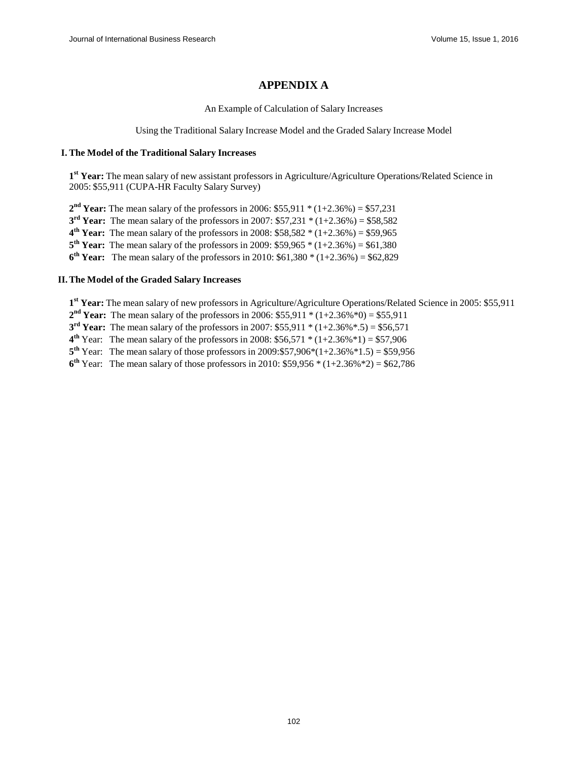# APPENDIX A

An Example of Calculation of Salary Increases

Using the Traditional Salary Increase Model and the Graded Salary Increase Model

## I. The Model of the Traditional Salary Increases

**1st Year:** The mean salary of new assistant professors in Agriculture/Agriculture Operations/Related Science in 2005: $55,911 (CUPA-HR Faculty Salary Survey)

**2nd Year:** The mean salary of the professors in 2006: $55,911 * (1+2.36%) = $57,231
**3rd Year:** The mean salary of the professors in 2007: $57,231 * (1+2.36%) = $58,582
**4th Year:** The mean salary of the professors in 2008: $58,582 * (1+2.36%) = $59,965
**5th Year:** The mean salary of the professors in 2009: $59,965 * (1+2.36%) = $61,380
**6th Year:** The mean salary of the professors in 2010: $61,380 * (1+2.36%) = $62,829

## II. The Model of the Graded Salary Increases

**1st Year:** The mean salary of new professors in Agriculture/Agriculture Operations/Related Science in 2005: $55,911
**2nd Year:** The mean salary of the professors in 2006: $55,911 * (1+2.36%*0) = $55,911
**3rd Year:** The mean salary of the professors in 2007: $55,911 * (1+2.36%*.5) = $56,571
**4th** Year: The mean salary of the professors in 2008: $56,571 * (1+2.36%*1) = $57,906
**5th** Year: The mean salary of those professors in 2009:$57,906*(1+2.36%*1.5) = $59,956
**6th** Year: The mean salary of those professors in 2010: $59,956 * (1+2.36%*2) = $62,786